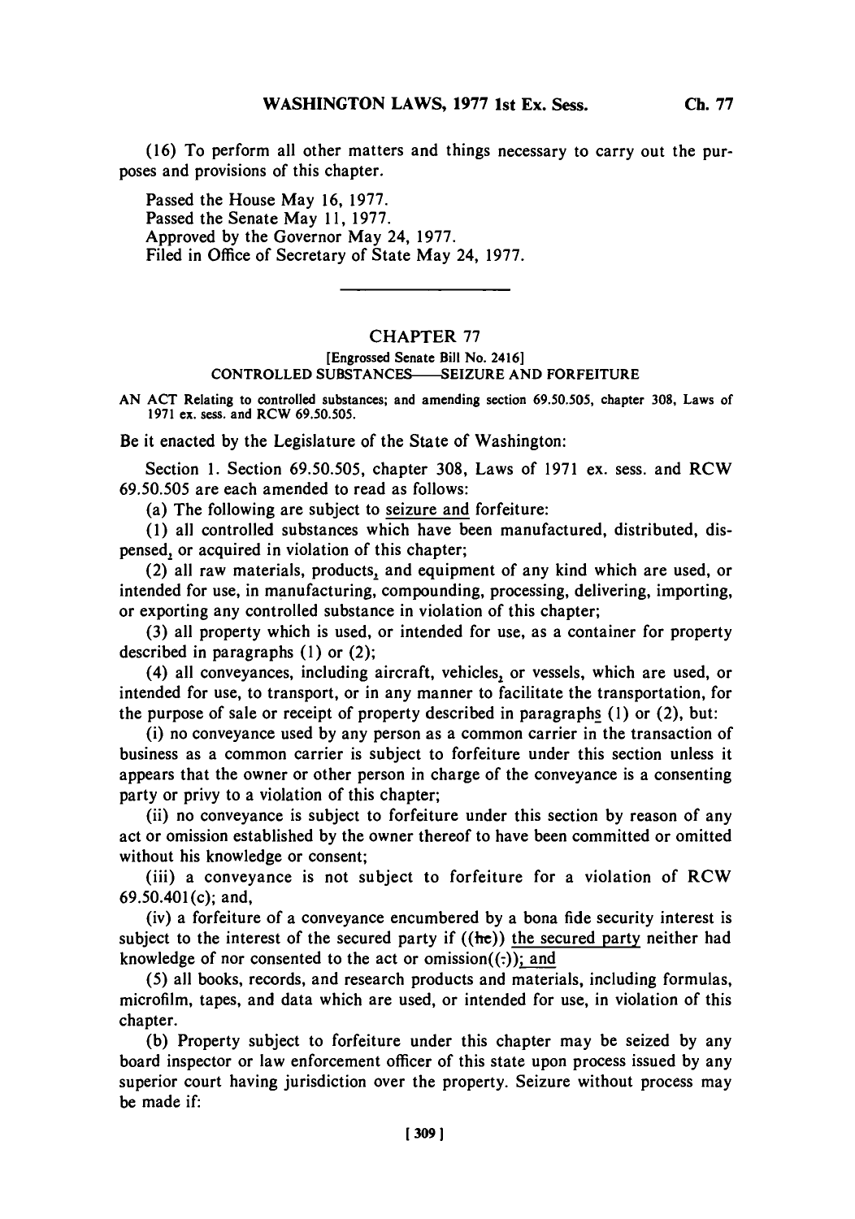(16) To perform all other matters and things necessary to carry out the purposes and provisions of this chapter.

Passed the House May 16, 1977.
Passed the Senate May 11, 1977.
Approved by the Governor May 24, 1977.
Filed in Office of Secretary of State May 24, 1977.

---

## CHAPTER 77

[Engrossed Senate Bill No. 2416]

CONTROLLED SUBSTANCES—SEIZURE AND FORFEITURE

AN ACT Relating to controlled substances; and amending section 69.50.505, chapter 308, Laws of 1971 ex. sess. and RCW 69.50.505.

Be it enacted by the Legislature of the State of Washington:

Section 1. Section 69.50.505, chapter 308, Laws of 1971 ex. sess. and RCW 69.50.505 are each amended to read as follows:

(a) The following are subject to seizure and forfeiture:

(1) all controlled substances which have been manufactured, distributed, dispensed, or acquired in violation of this chapter;

(2) all raw materials, products, and equipment of any kind which are used, or intended for use, in manufacturing, compounding, processing, delivering, importing, or exporting any controlled substance in violation of this chapter;

(3) all property which is used, or intended for use, as a container for property described in paragraphs (1) or (2);

(4) all conveyances, including aircraft, vehicles, or vessels, which are used, or intended for use, to transport, or in any manner to facilitate the transportation, for the purpose of sale or receipt of property described in paragraphs (1) or (2), but:

(i) no conveyance used by any person as a common carrier in the transaction of business as a common carrier is subject to forfeiture under this section unless it appears that the owner or other person in charge of the conveyance is a consenting party or privy to a violation of this chapter;

(ii) no conveyance is subject to forfeiture under this section by reason of any act or omission established by the owner thereof to have been committed or omitted without his knowledge or consent;

(iii) a conveyance is not subject to forfeiture for a violation of RCW 69.50.401(c); and,

(iv) a forfeiture of a conveyance encumbered by a bona fide security interest is subject to the interest of the secured party if ((he)) the secured party neither had knowledge of nor consented to the act or omission((:)); and

(5) all books, records, and research products and materials, including formulas, microfilm, tapes, and data which are used, or intended for use, in violation of this chapter.

(b) Property subject to forfeiture under this chapter may be seized by any board inspector or law enforcement officer of this state upon process issued by any superior court having jurisdiction over the property. Seizure without process may be made if: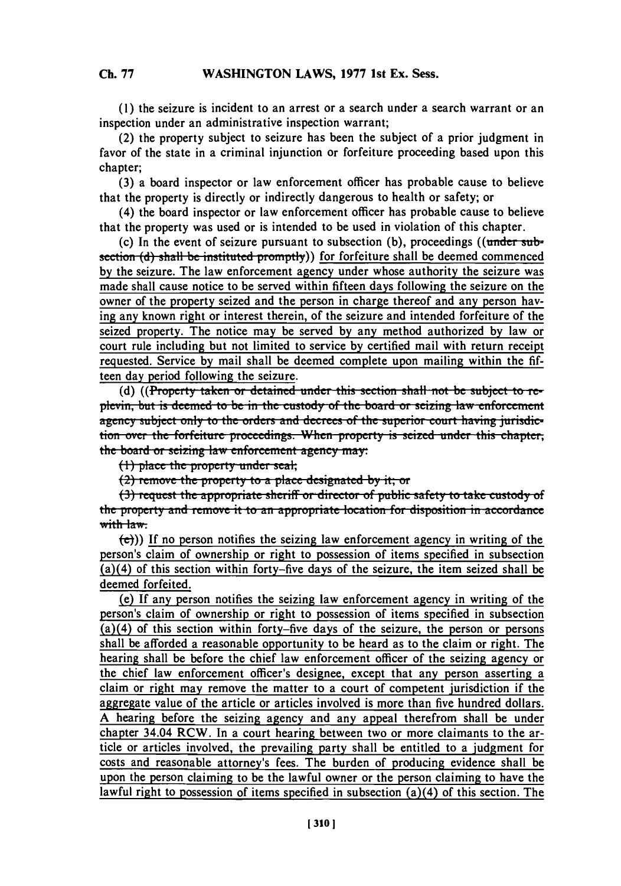(1) the seizure is incident to an arrest or a search under a search warrant or an inspection under an administrative inspection warrant;

(2) the property subject to seizure has been the subject of a prior judgment in favor of the state in a criminal injunction or forfeiture proceeding based upon this chapter;

(3) a board inspector or law enforcement officer has probable cause to believe that the property is directly or indirectly dangerous to health or safety; or

(4) the board inspector or law enforcement officer has probable cause to believe that the property was used or is intended to be used in violation of this chapter.

(c) In the event of seizure pursuant to subsection (b), proceedings ((~~under subsection (d) shall be instituted promptly~~)) for forfeiture shall be deemed commenced by the seizure. The law enforcement agency under whose authority the seizure was made shall cause notice to be served within fifteen days following the seizure on the owner of the property seized and the person in charge thereof and any person having any known right or interest therein, of the seizure and intended forfeiture of the seized property. The notice may be served by any method authorized by law or court rule including but not limited to service by certified mail with return receipt requested. Service by mail shall be deemed complete upon mailing within the fifteen day period following the seizure.

(d) ((~~Property taken or detained under this section shall not be subject to replevin, but is deemed to be in the custody of the board or seizing law enforcement agency subject only to the orders and decrees of the superior court having jurisdiction over the forfeiture proceedings. When property is seized under this chapter, the board or seizing law enforcement agency may:~~

~~(1) place the property under seal;~~

~~(2) remove the property to a place designated by it; or~~

~~(3) request the appropriate sheriff or director of public safety to take custody of the property and remove it to an appropriate location for disposition in accordance with law.~~

~~(e)~~)) If no person notifies the seizing law enforcement agency in writing of the person's claim of ownership or right to possession of items specified in subsection (a)(4) of this section within forty-five days of the seizure, the item seized shall be deemed forfeited.

(e) If any person notifies the seizing law enforcement agency in writing of the person's claim of ownership or right to possession of items specified in subsection (a)(4) of this section within forty-five days of the seizure, the person or persons shall be afforded a reasonable opportunity to be heard as to the claim or right. The hearing shall be before the chief law enforcement officer of the seizing agency or the chief law enforcement officer's designee, except that any person asserting a claim or right may remove the matter to a court of competent jurisdiction if the aggregate value of the article or articles involved is more than five hundred dollars. A hearing before the seizing agency and any appeal therefrom shall be under chapter 34.04 RCW. In a court hearing between two or more claimants to the article or articles involved, the prevailing party shall be entitled to a judgment for costs and reasonable attorney's fees. The burden of producing evidence shall be upon the person claiming to be the lawful owner or the person claiming to have the lawful right to possession of items specified in subsection (a)(4) of this section. The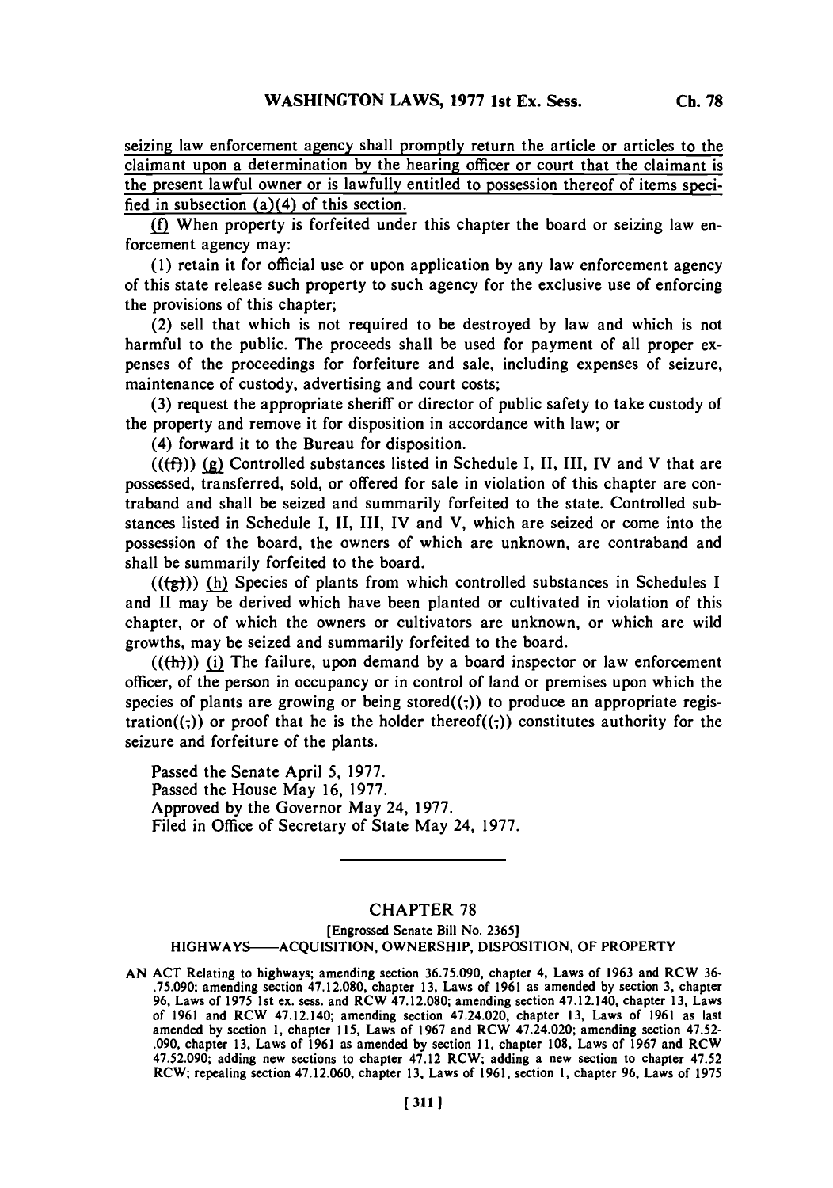seizing law enforcement agency shall promptly return the article or articles to the claimant upon a determination by the hearing officer or court that the claimant is the present lawful owner or is lawfully entitled to possession thereof of items specified in subsection (a)(4) of this section.

(f) When property is forfeited under this chapter the board or seizing law enforcement agency may:

(1) retain it for official use or upon application by any law enforcement agency of this state release such property to such agency for the exclusive use of enforcing the provisions of this chapter;

(2) sell that which is not required to be destroyed by law and which is not harmful to the public. The proceeds shall be used for payment of all proper expenses of the proceedings for forfeiture and sale, including expenses of seizure, maintenance of custody, advertising and court costs;

(3) request the appropriate sheriff or director of public safety to take custody of the property and remove it for disposition in accordance with law; or

(4) forward it to the Bureau for disposition.

(((f))) (g) Controlled substances listed in Schedule I, II, III, IV and V that are possessed, transferred, sold, or offered for sale in violation of this chapter are contraband and shall be seized and summarily forfeited to the state. Controlled substances listed in Schedule I, II, III, IV and V, which are seized or come into the possession of the board, the owners of which are unknown, are contraband and shall be summarily forfeited to the board.

(((g))) (h) Species of plants from which controlled substances in Schedules I and II may be derived which have been planted or cultivated in violation of this chapter, or of which the owners or cultivators are unknown, or which are wild growths, may be seized and summarily forfeited to the board.

(((h))) (i) The failure, upon demand by a board inspector or law enforcement officer, of the person in occupancy or in control of land or premises upon which the species of plants are growing or being stored((;)) to produce an appropriate registration((;)) or proof that he is the holder thereof((;)) constitutes authority for the seizure and forfeiture of the plants.

Passed the Senate April 5, 1977.
Passed the House May 16, 1977.
Approved by the Governor May 24, 1977.
Filed in Office of Secretary of State May 24, 1977.

---

## CHAPTER 78

[Engrossed Senate Bill No. 2365]

### HIGHWAYS——ACQUISITION, OWNERSHIP, DISPOSITION, OF PROPERTY

AN ACT Relating to highways; amending section 36.75.090, chapter 4, Laws of 1963 and RCW 36-.75.090; amending section 47.12.080, chapter 13, Laws of 1961 as amended by section 3, chapter 96, Laws of 1975 1st ex. sess. and RCW 47.12.080; amending section 47.12.140, chapter 13, Laws of 1961 and RCW 47.12.140; amending section 47.24.020, chapter 13, Laws of 1961 as last amended by section 1, chapter 115, Laws of 1967 and RCW 47.24.020; amending section 47.52-.090, chapter 13, Laws of 1961 as amended by section 11, chapter 108, Laws of 1967 and RCW 47.52.090; adding new sections to chapter 47.12 RCW; adding a new section to chapter 47.52 RCW; repealing section 47.12.060, chapter 13, Laws of 1961, section 1, chapter 96, Laws of 1975